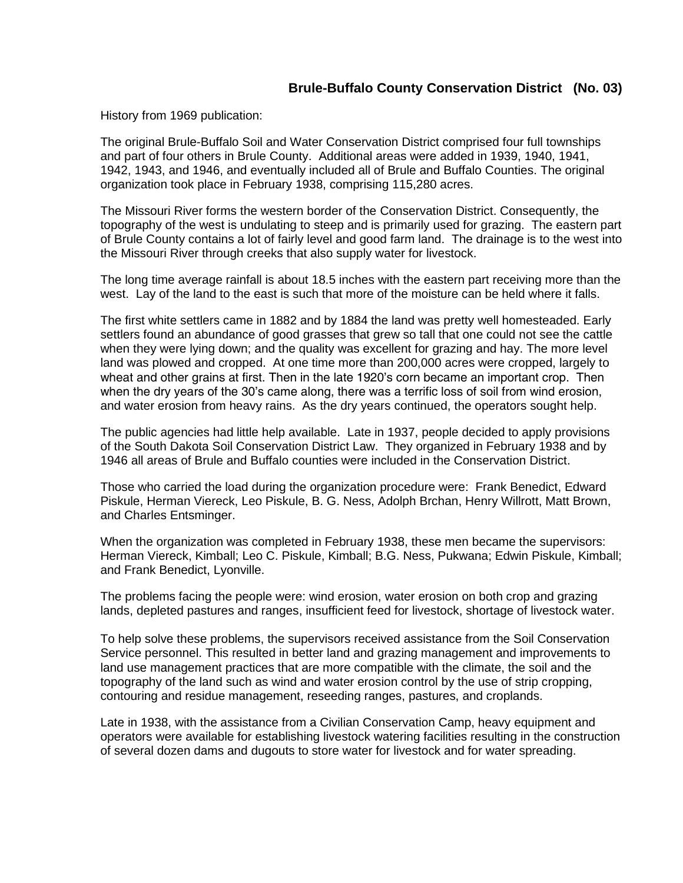## Brule-Buffalo County Conservation District (No. 03)

History from 1969 publication:

The original Brule-Buffalo Soil and Water Conservation District comprised four full townships and part of four others in Brule County. Additional areas were added in 1939, 1940, 1941, 1942, 1943, and 1946, and eventually included all of Brule and Buffalo Counties. The original organization took place in February 1938, comprising 115,280 acres.

The Missouri River forms the western border of the Conservation District. Consequently, the topography of the west is undulating to steep and is primarily used for grazing. The eastern part of Brule County contains a lot of fairly level and good farm land. The drainage is to the west into the Missouri River through creeks that also supply water for livestock.

The long time average rainfall is about 18.5 inches with the eastern part receiving more than the west. Lay of the land to the east is such that more of the moisture can be held where it falls.

The first white settlers came in 1882 and by 1884 the land was pretty well homesteaded. Early settlers found an abundance of good grasses that grew so tall that one could not see the cattle when they were lying down; and the quality was excellent for grazing and hay. The more level land was plowed and cropped. At one time more than 200,000 acres were cropped, largely to wheat and other grains at first. Then in the late 1920's corn became an important crop. Then when the dry years of the 30's came along, there was a terrific loss of soil from wind erosion, and water erosion from heavy rains. As the dry years continued, the operators sought help.

The public agencies had little help available. Late in 1937, people decided to apply provisions of the South Dakota Soil Conservation District Law. They organized in February 1938 and by 1946 all areas of Brule and Buffalo counties were included in the Conservation District.

Those who carried the load during the organization procedure were: Frank Benedict, Edward Piskule, Herman Viereck, Leo Piskule, B. G. Ness, Adolph Brchan, Henry Willrott, Matt Brown, and Charles Entsminger.

When the organization was completed in February 1938, these men became the supervisors: Herman Viereck, Kimball; Leo C. Piskule, Kimball; B.G. Ness, Pukwana; Edwin Piskule, Kimball; and Frank Benedict, Lyonville.

The problems facing the people were: wind erosion, water erosion on both crop and grazing lands, depleted pastures and ranges, insufficient feed for livestock, shortage of livestock water.

To help solve these problems, the supervisors received assistance from the Soil Conservation Service personnel. This resulted in better land and grazing management and improvements to land use management practices that are more compatible with the climate, the soil and the topography of the land such as wind and water erosion control by the use of strip cropping, contouring and residue management, reseeding ranges, pastures, and croplands.

Late in 1938, with the assistance from a Civilian Conservation Camp, heavy equipment and operators were available for establishing livestock watering facilities resulting in the construction of several dozen dams and dugouts to store water for livestock and for water spreading.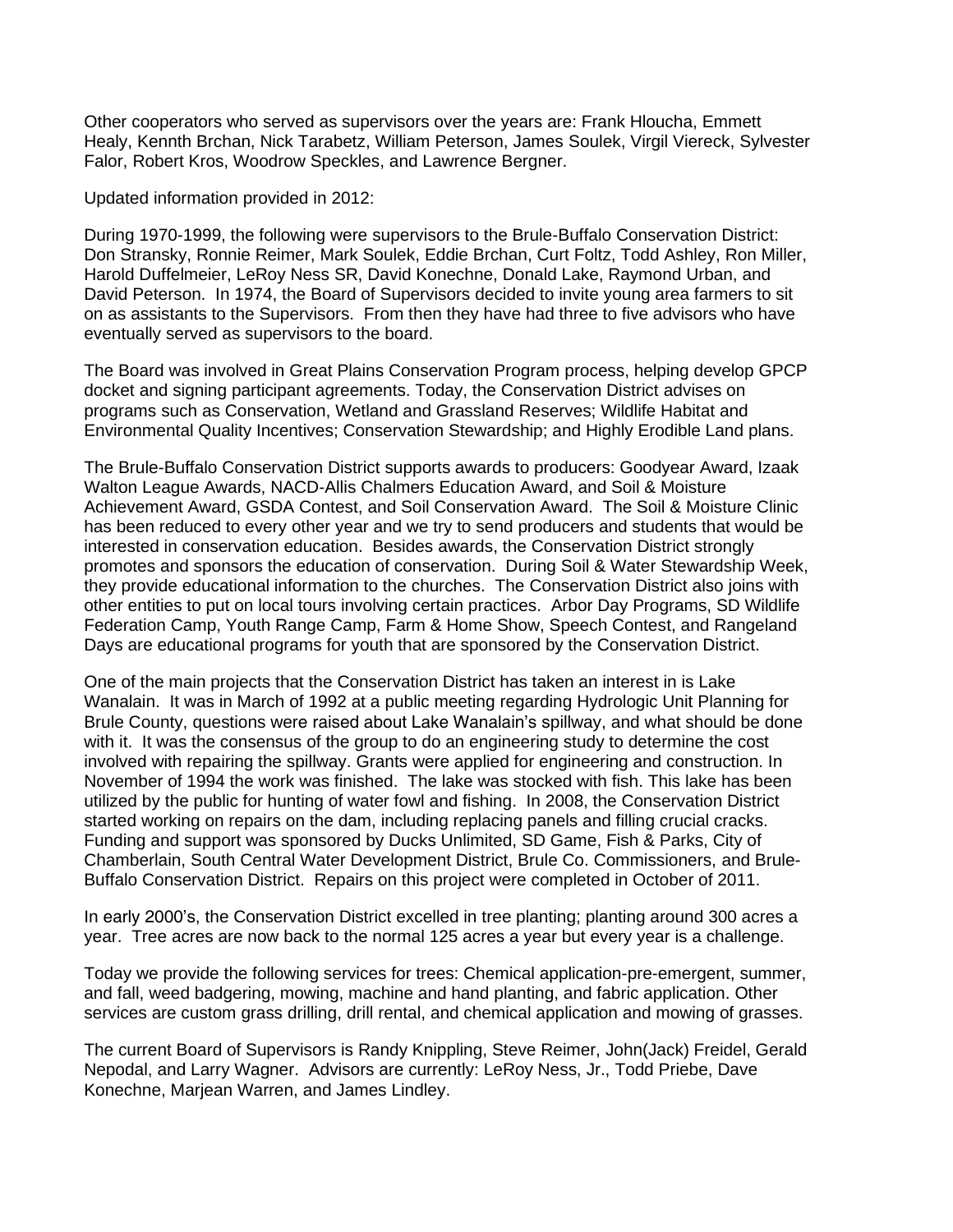Other cooperators who served as supervisors over the years are: Frank Hloucha, Emmett Healy, Kennth Brchan, Nick Tarabetz, William Peterson, James Soulek, Virgil Viereck, Sylvester Falor, Robert Kros, Woodrow Speckles, and Lawrence Bergner.

Updated information provided in 2012:

During 1970-1999, the following were supervisors to the Brule-Buffalo Conservation District: Don Stransky, Ronnie Reimer, Mark Soulek, Eddie Brchan, Curt Foltz, Todd Ashley, Ron Miller, Harold Duffelmeier, LeRoy Ness SR, David Konechne, Donald Lake, Raymond Urban, and David Peterson. In 1974, the Board of Supervisors decided to invite young area farmers to sit on as assistants to the Supervisors. From then they have had three to five advisors who have eventually served as supervisors to the board.

The Board was involved in Great Plains Conservation Program process, helping develop GPCP docket and signing participant agreements. Today, the Conservation District advises on programs such as Conservation, Wetland and Grassland Reserves; Wildlife Habitat and Environmental Quality Incentives; Conservation Stewardship; and Highly Erodible Land plans.

The Brule-Buffalo Conservation District supports awards to producers: Goodyear Award, Izaak Walton League Awards, NACD-Allis Chalmers Education Award, and Soil & Moisture Achievement Award, GSDA Contest, and Soil Conservation Award. The Soil & Moisture Clinic has been reduced to every other year and we try to send producers and students that would be interested in conservation education. Besides awards, the Conservation District strongly promotes and sponsors the education of conservation. During Soil & Water Stewardship Week, they provide educational information to the churches. The Conservation District also joins with other entities to put on local tours involving certain practices. Arbor Day Programs, SD Wildlife Federation Camp, Youth Range Camp, Farm & Home Show, Speech Contest, and Rangeland Days are educational programs for youth that are sponsored by the Conservation District.

One of the main projects that the Conservation District has taken an interest in is Lake Wanalain. It was in March of 1992 at a public meeting regarding Hydrologic Unit Planning for Brule County, questions were raised about Lake Wanalain's spillway, and what should be done with it. It was the consensus of the group to do an engineering study to determine the cost involved with repairing the spillway. Grants were applied for engineering and construction. In November of 1994 the work was finished. The lake was stocked with fish. This lake has been utilized by the public for hunting of water fowl and fishing. In 2008, the Conservation District started working on repairs on the dam, including replacing panels and filling crucial cracks. Funding and support was sponsored by Ducks Unlimited, SD Game, Fish & Parks, City of Chamberlain, South Central Water Development District, Brule Co. Commissioners, and Brule-Buffalo Conservation District. Repairs on this project were completed in October of 2011.

In early 2000's, the Conservation District excelled in tree planting; planting around 300 acres a year. Tree acres are now back to the normal 125 acres a year but every year is a challenge.

Today we provide the following services for trees: Chemical application-pre-emergent, summer, and fall, weed badgering, mowing, machine and hand planting, and fabric application. Other services are custom grass drilling, drill rental, and chemical application and mowing of grasses.

The current Board of Supervisors is Randy Knippling, Steve Reimer, John(Jack) Freidel, Gerald Nepodal, and Larry Wagner. Advisors are currently: LeRoy Ness, Jr., Todd Priebe, Dave Konechne, Marjean Warren, and James Lindley.